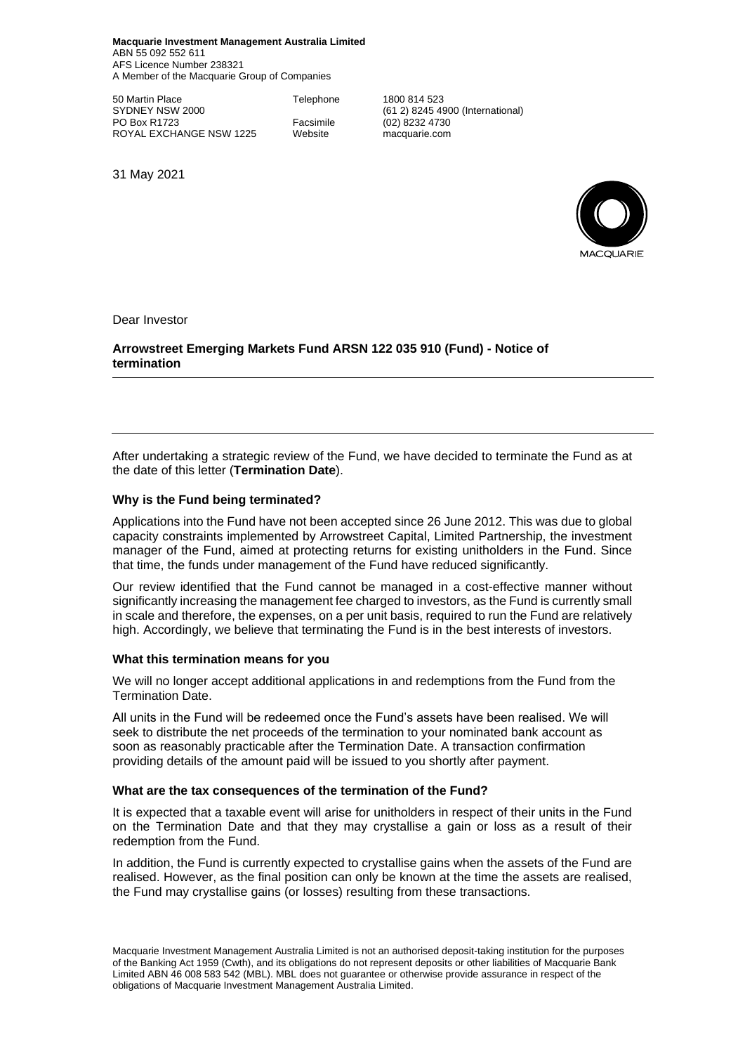**Macquarie Investment Management Australia Limited**
ABN 55 092 552 611
AFS Licence Number 238321
A Member of the Macquarie Group of Companies

50 Martin Place
SYDNEY NSW 2000
PO Box R1723
ROYAL EXCHANGE NSW 1225

Telephone 1800 814 523
(61 2) 8245 4900 (International)
Facsimile (02) 8232 4730
Website macquarie.com

31 May 2021

MACQUARIE

Dear Investor

**Arrowstreet Emerging Markets Fund ARSN 122 035 910 (Fund) - Notice of termination**

---

After undertaking a strategic review of the Fund, we have decided to terminate the Fund as at the date of this letter (**Termination Date**).

### Why is the Fund being terminated?

Applications into the Fund have not been accepted since 26 June 2012. This was due to global capacity constraints implemented by Arrowstreet Capital, Limited Partnership, the investment manager of the Fund, aimed at protecting returns for existing unitholders in the Fund. Since that time, the funds under management of the Fund have reduced significantly.

Our review identified that the Fund cannot be managed in a cost-effective manner without significantly increasing the management fee charged to investors, as the Fund is currently small in scale and therefore, the expenses, on a per unit basis, required to run the Fund are relatively high. Accordingly, we believe that terminating the Fund is in the best interests of investors.

### What this termination means for you

We will no longer accept additional applications in and redemptions from the Fund from the Termination Date.

All units in the Fund will be redeemed once the Fund's assets have been realised. We will seek to distribute the net proceeds of the termination to your nominated bank account as soon as reasonably practicable after the Termination Date. A transaction confirmation providing details of the amount paid will be issued to you shortly after payment.

### What are the tax consequences of the termination of the Fund?

It is expected that a taxable event will arise for unitholders in respect of their units in the Fund on the Termination Date and that they may crystallise a gain or loss as a result of their redemption from the Fund.

In addition, the Fund is currently expected to crystallise gains when the assets of the Fund are realised. However, as the final position can only be known at the time the assets are realised, the Fund may crystallise gains (or losses) resulting from these transactions.

Macquarie Investment Management Australia Limited is not an authorised deposit-taking institution for the purposes of the Banking Act 1959 (Cwth), and its obligations do not represent deposits or other liabilities of Macquarie Bank Limited ABN 46 008 583 542 (MBL). MBL does not guarantee or otherwise provide assurance in respect of the obligations of Macquarie Investment Management Australia Limited.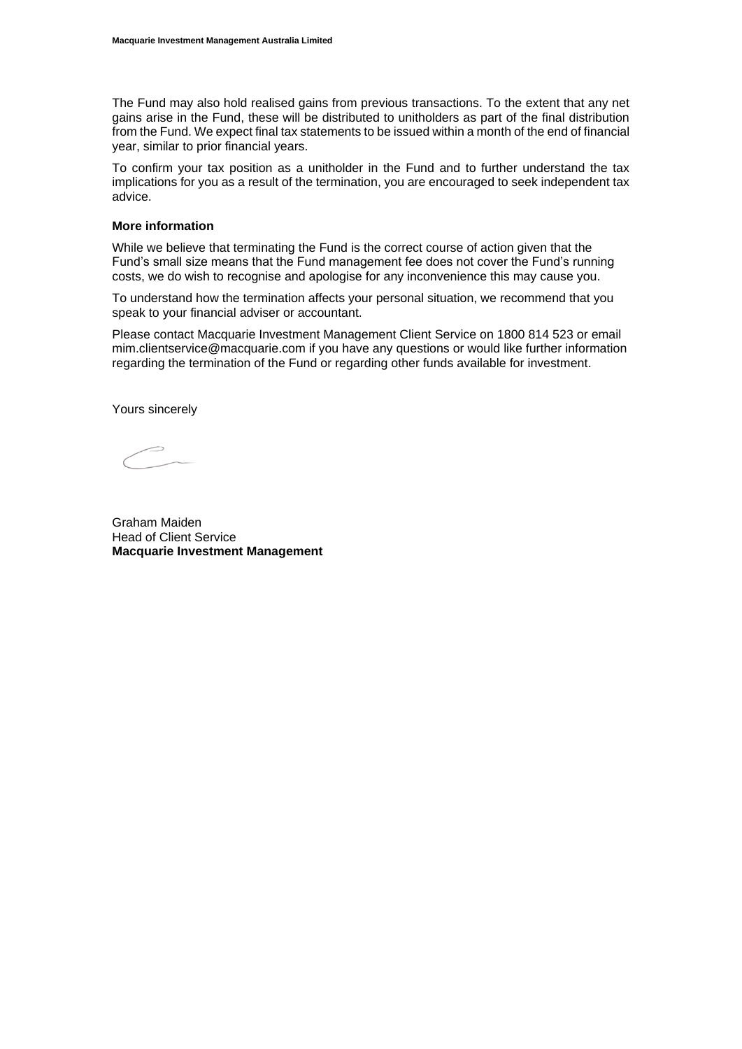The Fund may also hold realised gains from previous transactions. To the extent that any net gains arise in the Fund, these will be distributed to unitholders as part of the final distribution from the Fund. We expect final tax statements to be issued within a month of the end of financial year, similar to prior financial years.

To confirm your tax position as a unitholder in the Fund and to further understand the tax implications for you as a result of the termination, you are encouraged to seek independent tax advice.

**More information**

While we believe that terminating the Fund is the correct course of action given that the Fund's small size means that the Fund management fee does not cover the Fund's running costs, we do wish to recognise and apologise for any inconvenience this may cause you.

To understand how the termination affects your personal situation, we recommend that you speak to your financial adviser or accountant.

Please contact Macquarie Investment Management Client Service on 1800 814 523 or email mim.clientservice@macquarie.com if you have any questions or would like further information regarding the termination of the Fund or regarding other funds available for investment.

Yours sincerely

Graham Maiden
Head of Client Service
**Macquarie Investment Management**